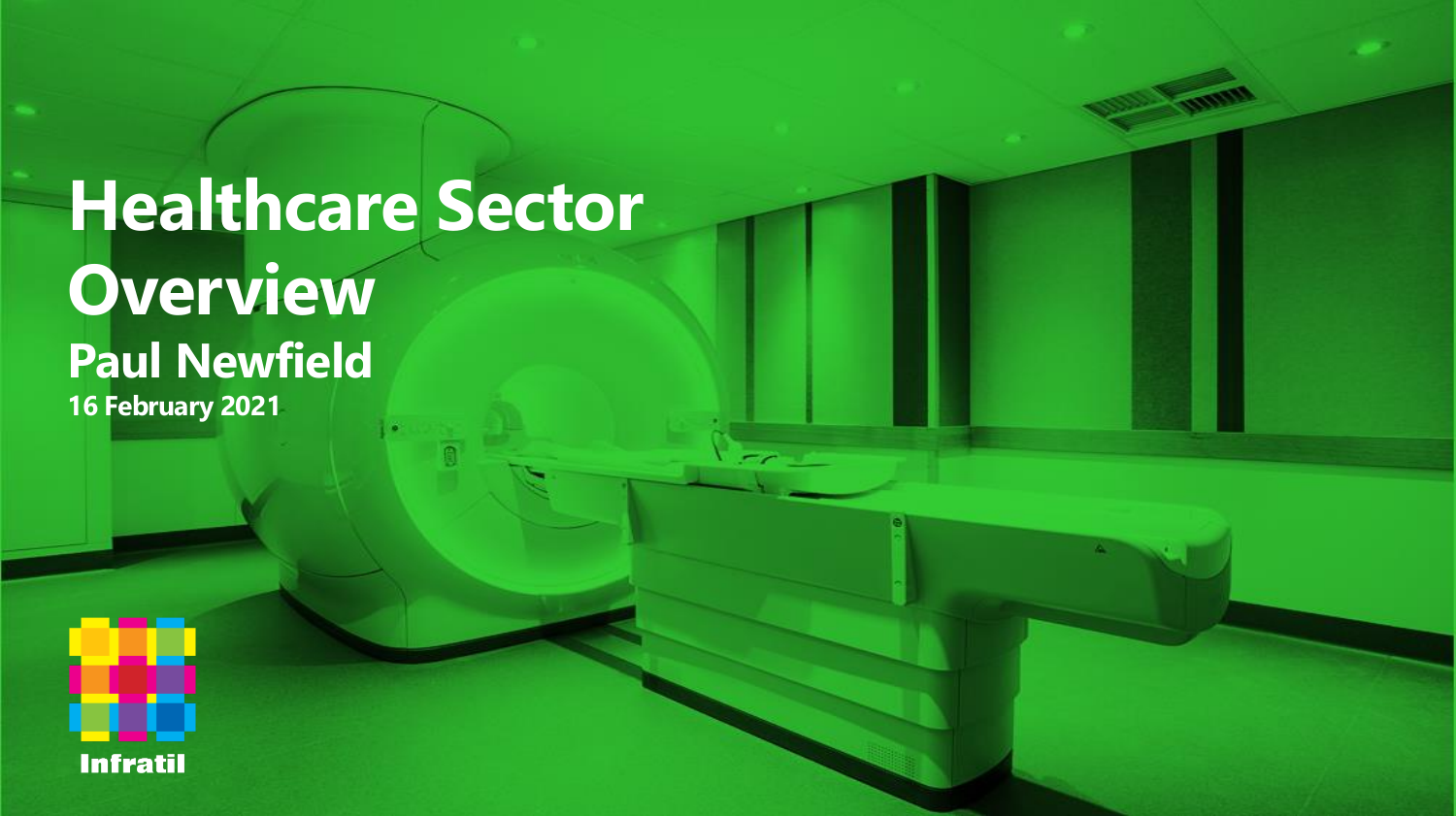# Healthcare Sector Overview

## Paul Newfield

**16 February 2021**

Infratil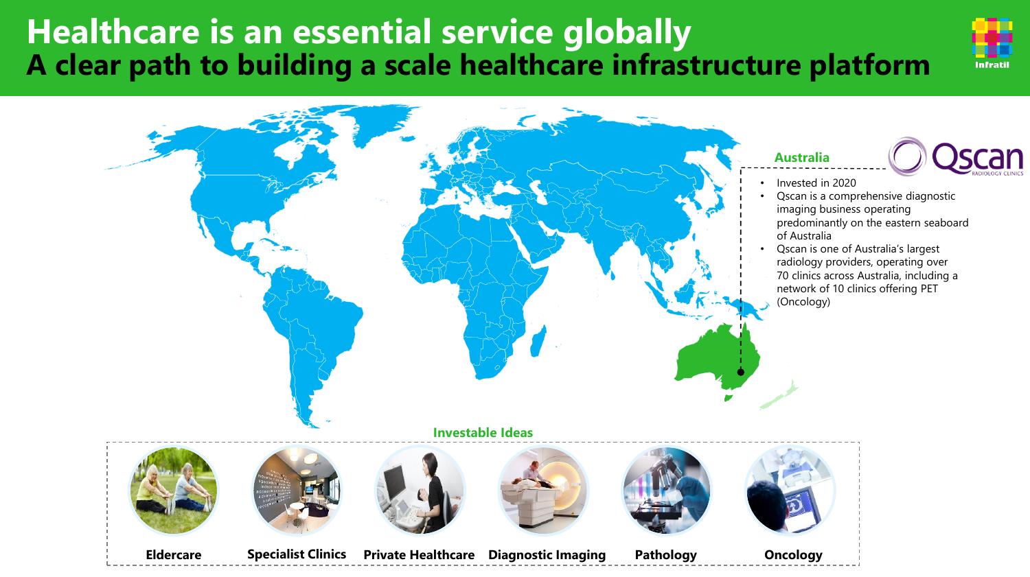# Healthcare is an essential service globally
## A clear path to building a scale healthcare infrastructure platform

### Australia

**Qscan** RADIOLOGY CLINICS

- Invested in 2020
- Qscan is a comprehensive diagnostic imaging business operating predominantly on the eastern seaboard of Australia
- Qscan is one of Australia's largest radiology providers, operating over 70 clinics across Australia, including a network of 10 clinics offering PET (Oncology)

### Investable Ideas

- **Eldercare**
- **Specialist Clinics**
- **Private Healthcare**
- **Diagnostic Imaging**
- **Pathology**
- **Oncology**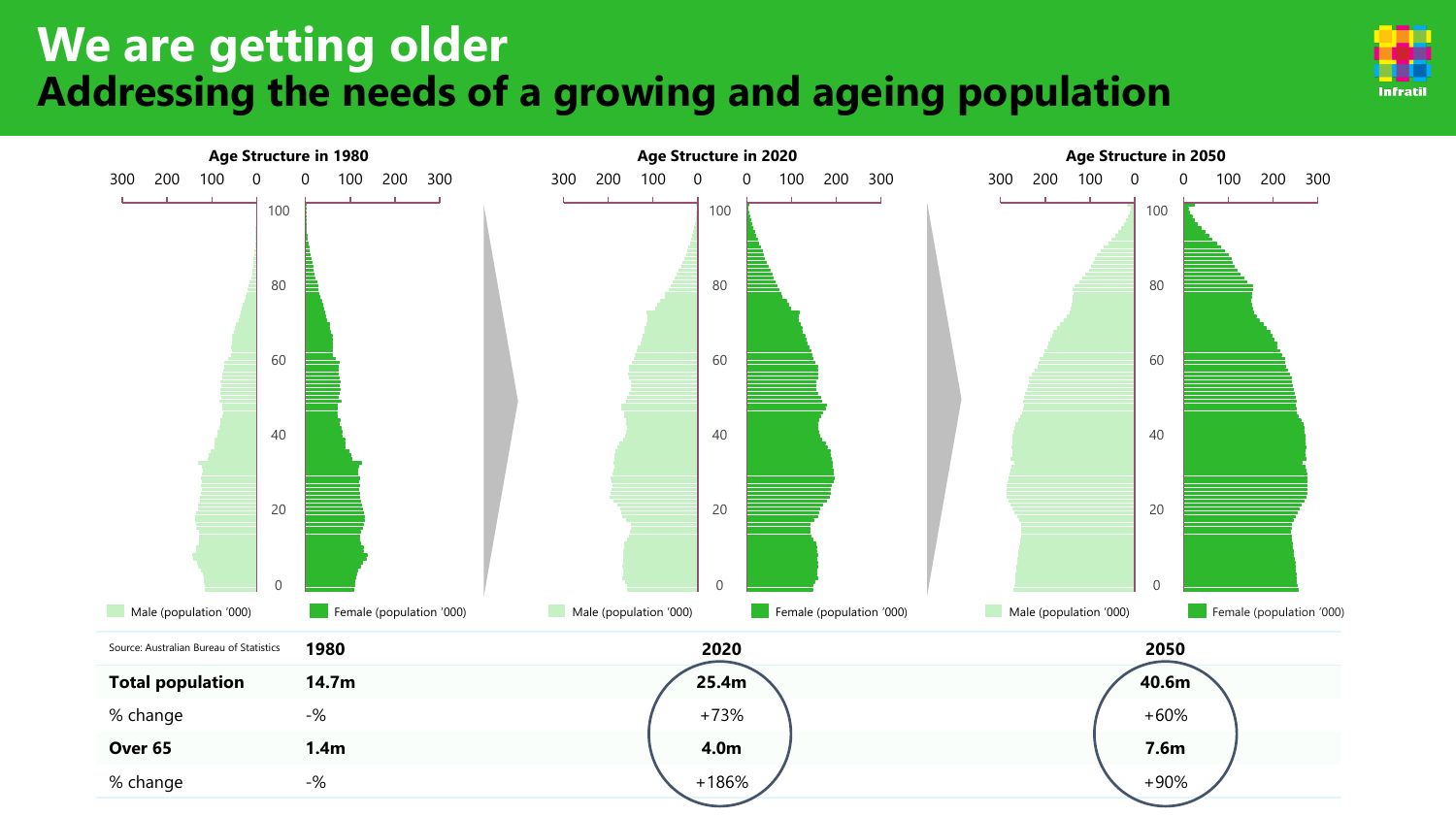# We are getting older

## Addressing the needs of a growing and ageing population

Age Structure in 1980

Age Structure in 2020

Age Structure in 2050

Male (population '000) | Female (population '000)

Source: Australian Bureau of Statistics

| | 1980 | 2020 | 2050 |
|---|---|---|---|
| **Total population** | **14.7m** | **25.4m** | **40.6m** |
| % change | -% | +73% | +60% |
| **Over 65** | **1.4m** | **4.0m** | **7.6m** |
| % change | -% | +186% | +90% |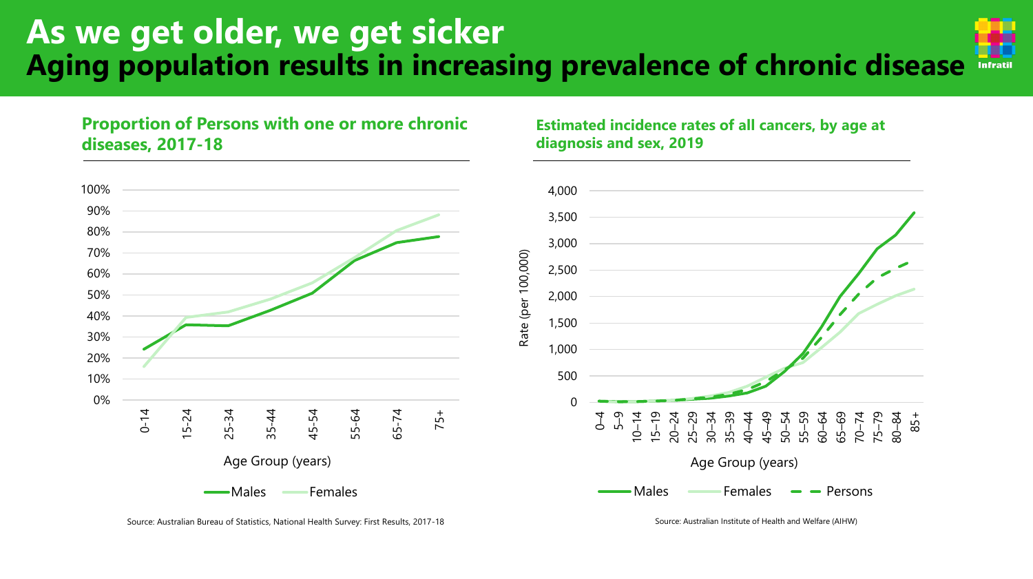# As we get older, we get sicker
## Aging population results in increasing prevalence of chronic disease

### Proportion of Persons with one or more chronic diseases, 2017-18

Source: Australian Bureau of Statistics, National Health Survey: First Results, 2017-18

### Estimated incidence rates of all cancers, by age at diagnosis and sex, 2019

Source: Australian Institute of Health and Welfare (AIHW)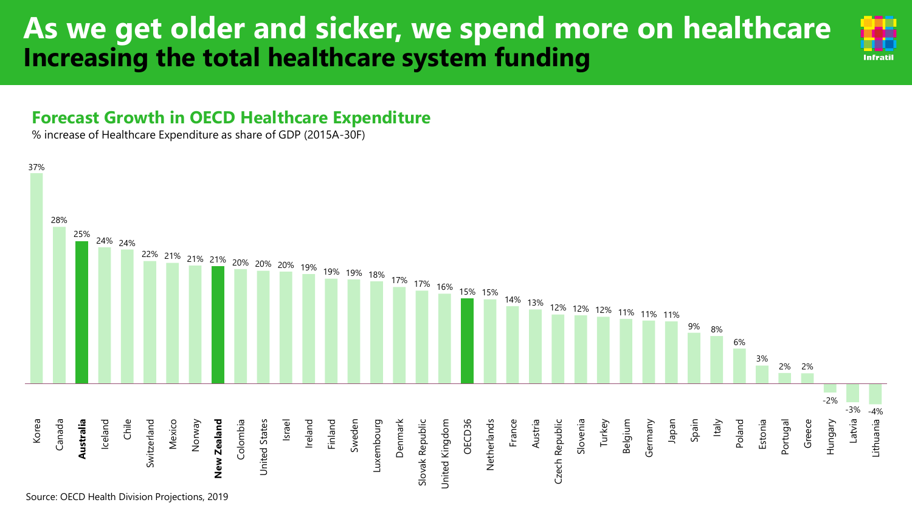# As we get older and sicker, we spend more on healthcare
## Increasing the total healthcare system funding

### Forecast Growth in OECD Healthcare Expenditure

% increase of Healthcare Expenditure as share of GDP (2015A-30F)

| Country | % increase |
|---|---|
| Korea | 37% |
| Canada | 28% |
| **Australia** | 25% |
| Iceland | 24% |
| Chile | 24% |
| Switzerland | 22% |
| Mexico | 21% |
| Norway | 21% |
| **New Zealand** | 21% |
| Colombia | 20% |
| United States | 20% |
| Israel | 20% |
| Ireland | 19% |
| Finland | 19% |
| Sweden | 19% |
| Luxembourg | 18% |
| Denmark | 17% |
| Slovak Republic | 17% |
| United Kingdom | 16% |
| OECD36 | 15% |
| Netherlands | 15% |
| France | 14% |
| Austria | 13% |
| Czech Republic | 12% |
| Slovenia | 12% |
| Turkey | 12% |
| Belgium | 11% |
| Germany | 11% |
| Japan | 11% |
| Spain | 9% |
| Italy | 8% |
| Poland | 6% |
| Estonia | 3% |
| Portugal | 2% |
| Greece | 2% |
| Hungary | -2% |
| Latvia | -3% |
| Lithuania | -4% |

Source: OECD Health Division Projections, 2019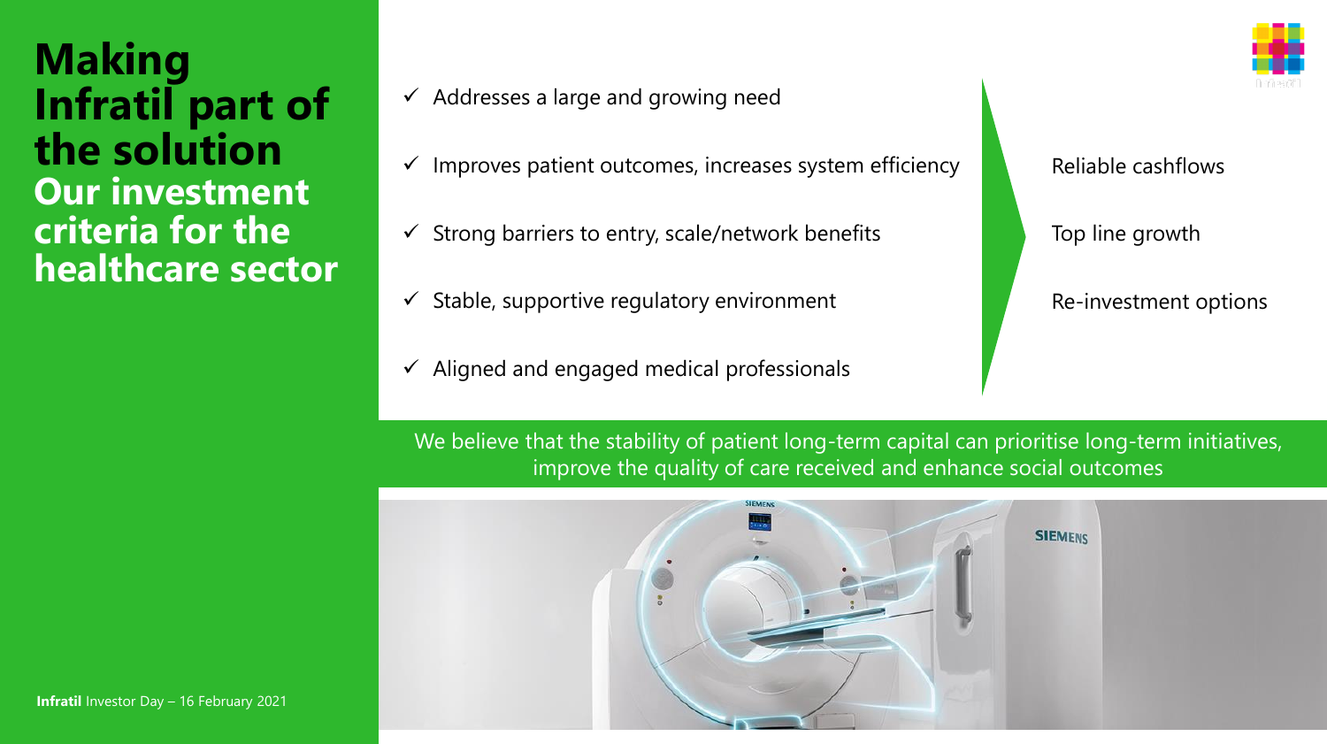# Making Infratil part of the solution

## Our investment criteria for the healthcare sector

- ✓ Addresses a large and growing need
- ✓ Improves patient outcomes, increases system efficiency
- ✓ Strong barriers to entry, scale/network benefits
- ✓ Stable, supportive regulatory environment
- ✓ Aligned and engaged medical professionals

Reliable cashflows

Top line growth

Re-investment options

We believe that the stability of patient long-term capital can prioritise long-term initiatives, improve the quality of care received and enhance social outcomes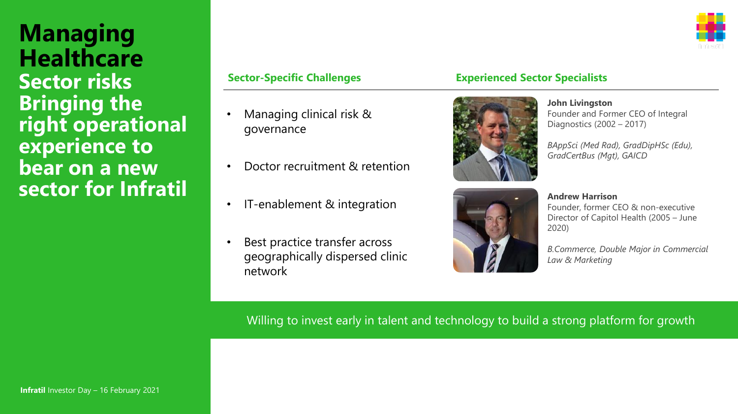# Managing Healthcare

## Sector risks Bringing the right operational experience to bear on a new sector for Infratil

### Sector-Specific Challenges

- Managing clinical risk & governance
- Doctor recruitment & retention
- IT-enablement & integration
- Best practice transfer across geographically dispersed clinic network

### Experienced Sector Specialists

**John Livingston**
Founder and Former CEO of Integral Diagnostics (2002 – 2017)

*BAppSci (Med Rad), GradDipHSc (Edu), GradCertBus (Mgt), GAICD*

**Andrew Harrison**
Founder, former CEO & non-executive Director of Capitol Health (2005 – June 2020)

*B.Commerce, Double Major in Commercial Law & Marketing*

Willing to invest early in talent and technology to build a strong platform for growth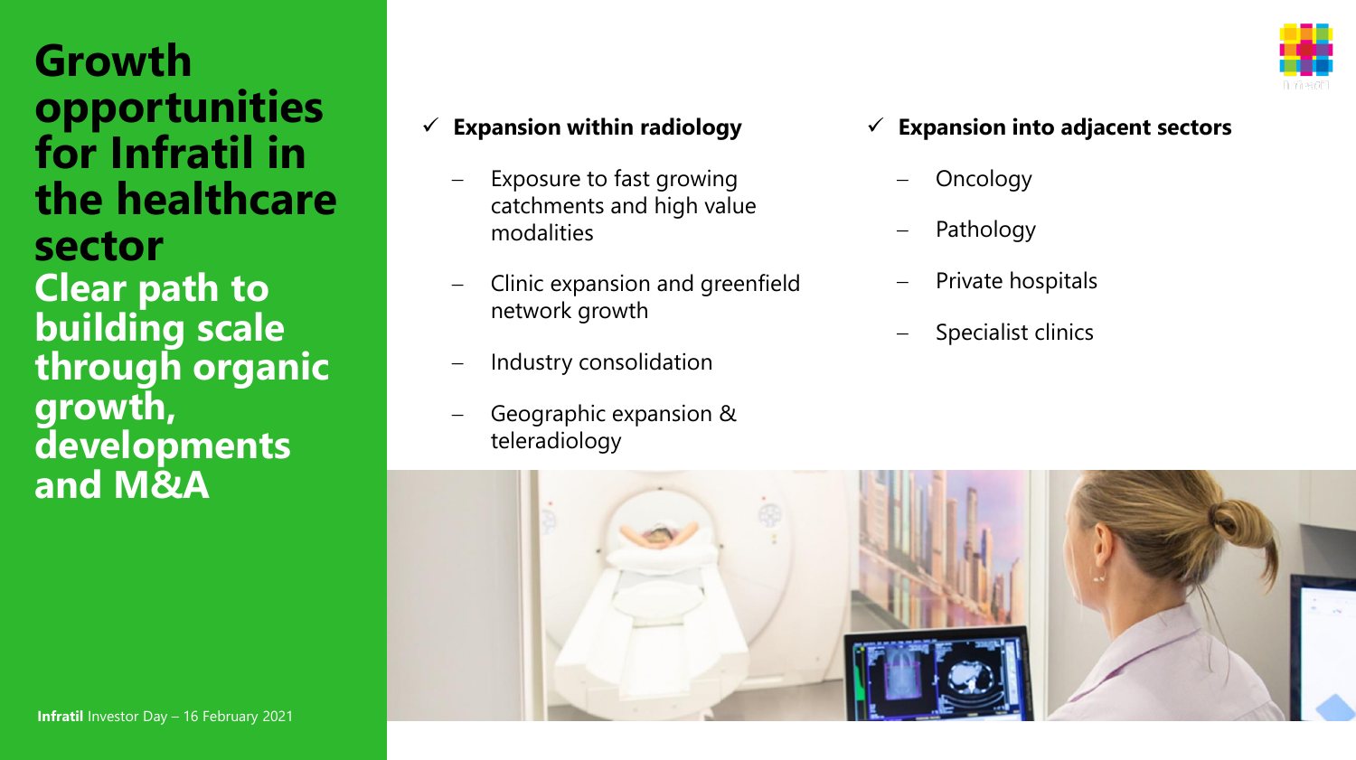# Growth opportunities for Infratil in the healthcare sector

## Clear path to building scale through organic growth, developments and M&A

- ✓ **Expansion within radiology**
  - Exposure to fast growing catchments and high value modalities
  - Clinic expansion and greenfield network growth
  - Industry consolidation
  - Geographic expansion & teleradiology

- ✓ **Expansion into adjacent sectors**
  - Oncology
  - Pathology
  - Private hospitals
  - Specialist clinics